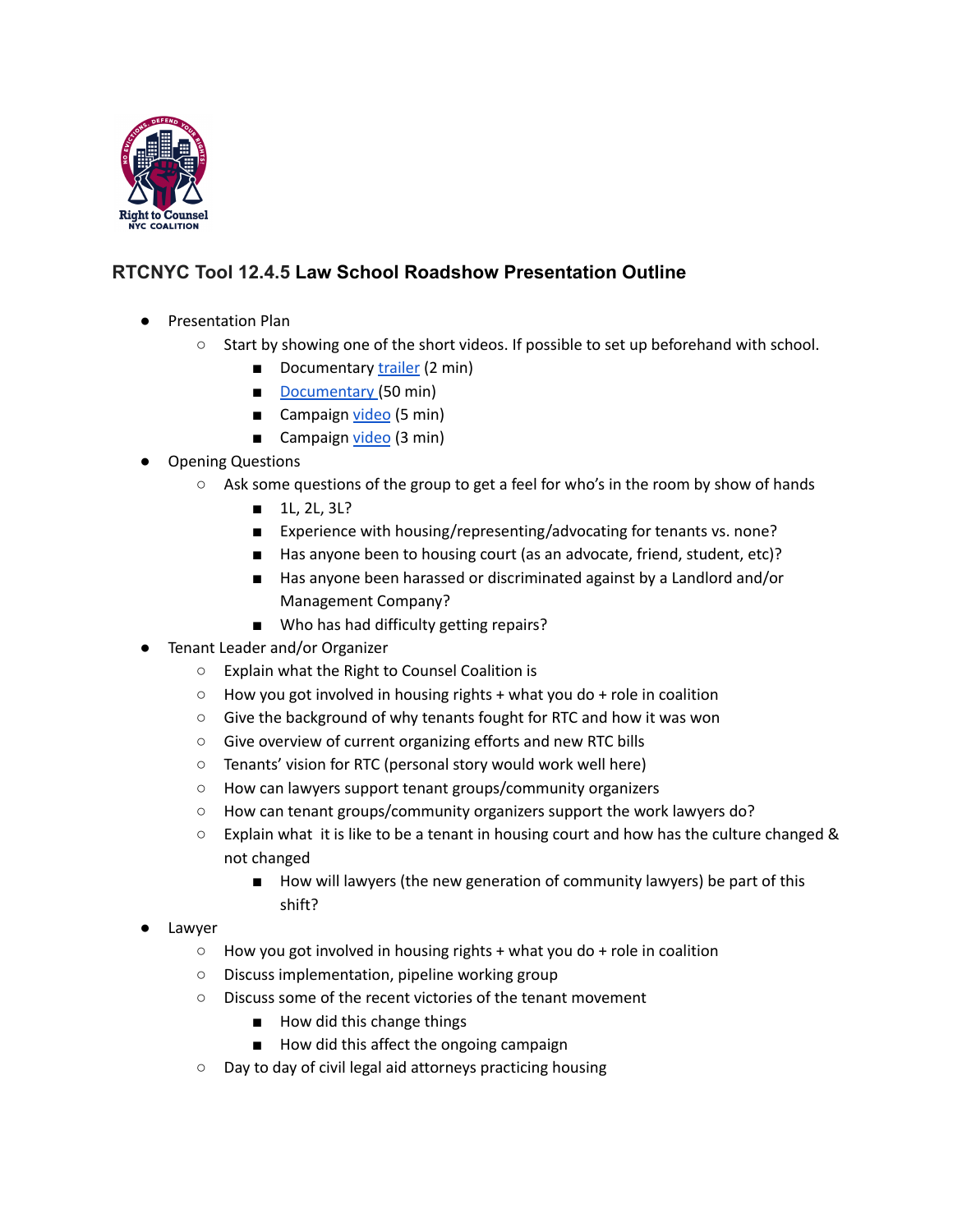## RTCNYC Tool 12.4.5 Law School Roadshow Presentation Outline

- Presentation Plan
  - Start by showing one of the short videos. If possible to set up beforehand with school.
    - Documentary trailer (2 min)
    - Documentary (50 min)
    - Campaign video (5 min)
    - Campaign video (3 min)
- Opening Questions
  - Ask some questions of the group to get a feel for who's in the room by show of hands
    - 1L, 2L, 3L?
    - Experience with housing/representing/advocating for tenants vs. none?
    - Has anyone been to housing court (as an advocate, friend, student, etc)?
    - Has anyone been harassed or discriminated against by a Landlord and/or Management Company?
    - Who has had difficulty getting repairs?
- Tenant Leader and/or Organizer
  - Explain what the Right to Counsel Coalition is
  - How you got involved in housing rights + what you do + role in coalition
  - Give the background of why tenants fought for RTC and how it was won
  - Give overview of current organizing efforts and new RTC bills
  - Tenants' vision for RTC (personal story would work well here)
  - How can lawyers support tenant groups/community organizers
  - How can tenant groups/community organizers support the work lawyers do?
  - Explain what it is like to be a tenant in housing court and how has the culture changed & not changed
    - How will lawyers (the new generation of community lawyers) be part of this shift?
- Lawyer
  - How you got involved in housing rights + what you do + role in coalition
  - Discuss implementation, pipeline working group
  - Discuss some of the recent victories of the tenant movement
    - How did this change things
    - How did this affect the ongoing campaign
  - Day to day of civil legal aid attorneys practicing housing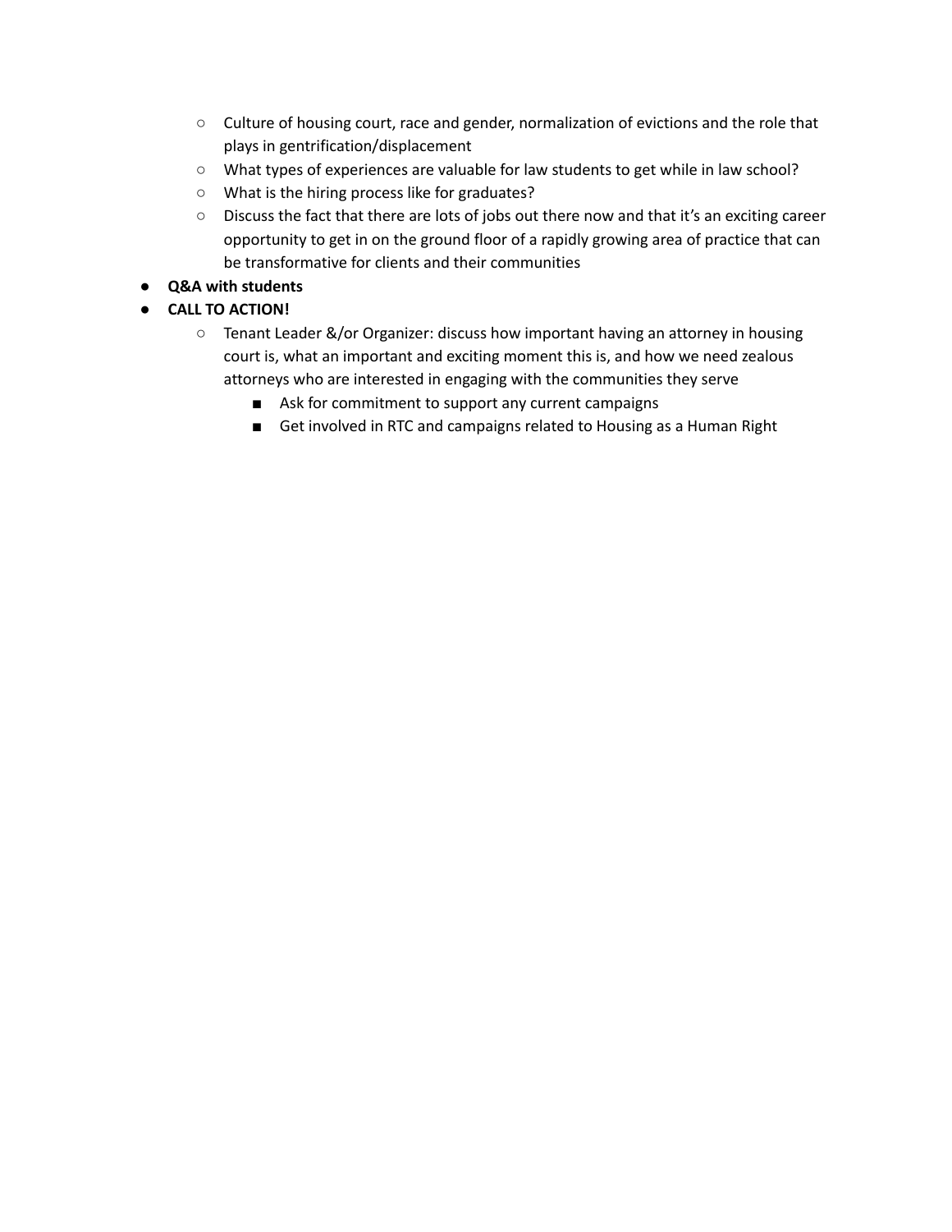- Culture of housing court, race and gender, normalization of evictions and the role that plays in gentrification/displacement
    - What types of experiences are valuable for law students to get while in law school?
    - What is the hiring process like for graduates?
    - Discuss the fact that there are lots of jobs out there now and that it's an exciting career opportunity to get in on the ground floor of a rapidly growing area of practice that can be transformative for clients and their communities
- **Q&A with students**
- **CALL TO ACTION!**
    - Tenant Leader &/or Organizer: discuss how important having an attorney in housing court is, what an important and exciting moment this is, and how we need zealous attorneys who are interested in engaging with the communities they serve
        - Ask for commitment to support any current campaigns
        - Get involved in RTC and campaigns related to Housing as a Human Right